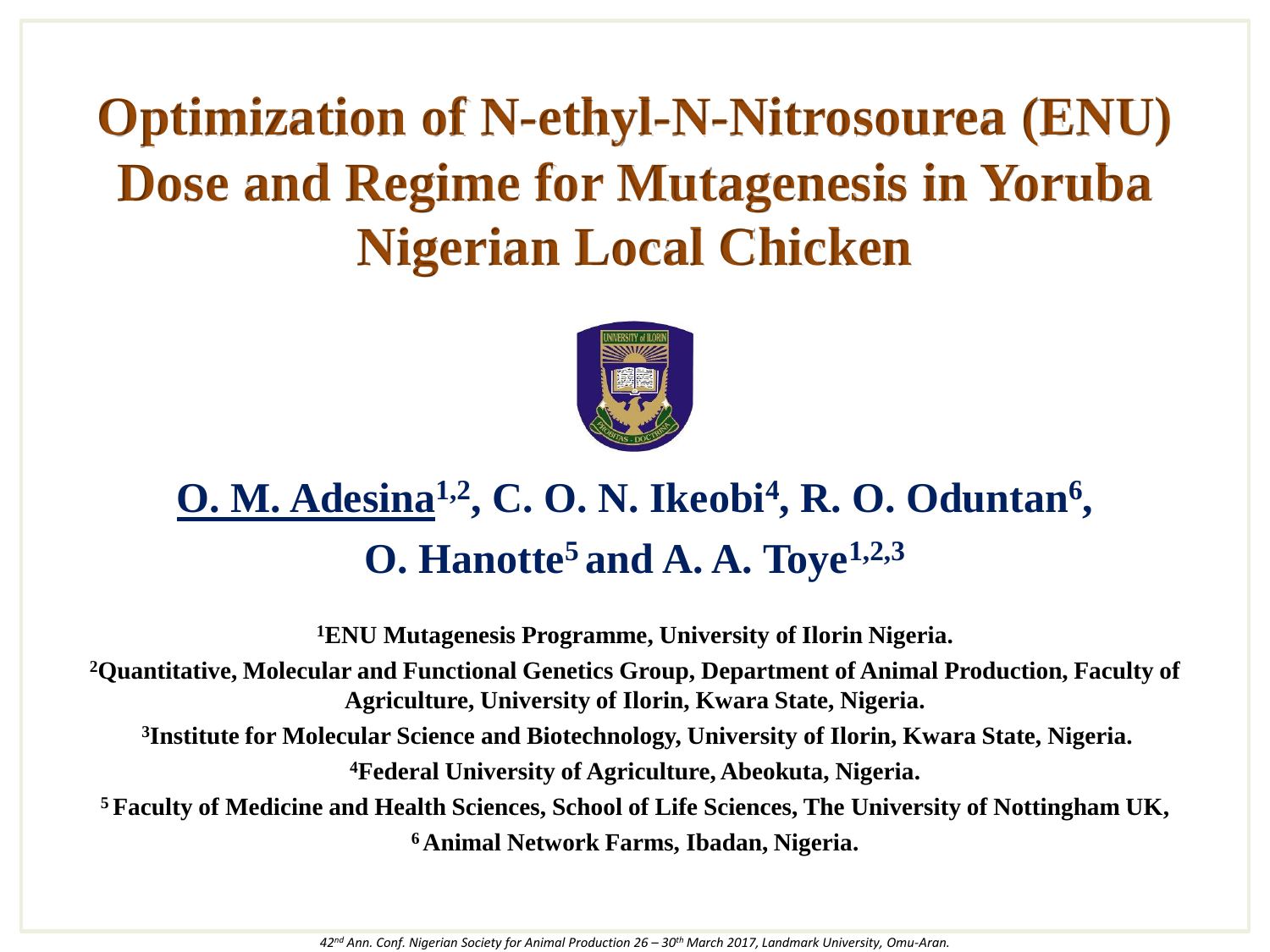# Optimization of N-ethyl-N-Nitrosourea (ENU) Dose and Regime for Mutagenesis in Yoruba Nigerian Local Chicken

**<u>O. M. Adesina</u>[1,2], C. O. N. Ikeobi[4], R. O. Oduntan[6], O. Hanotte[5] and A. A. Toye[1,2,3]**

**[1]ENU Mutagenesis Programme, University of Ilorin Nigeria.**

**[2]Quantitative, Molecular and Functional Genetics Group, Department of Animal Production, Faculty of Agriculture, University of Ilorin, Kwara State, Nigeria.**

**[3]Institute for Molecular Science and Biotechnology, University of Ilorin, Kwara State, Nigeria.**

**[4]Federal University of Agriculture, Abeokuta, Nigeria.**

**[5] Faculty of Medicine and Health Sciences, School of Life Sciences, The University of Nottingham UK,**

**[6] Animal Network Farms, Ibadan, Nigeria.**

*42[nd] Ann. Conf. Nigerian Society for Animal Production 26 – 30[th] March 2017, Landmark University, Omu-Aran.*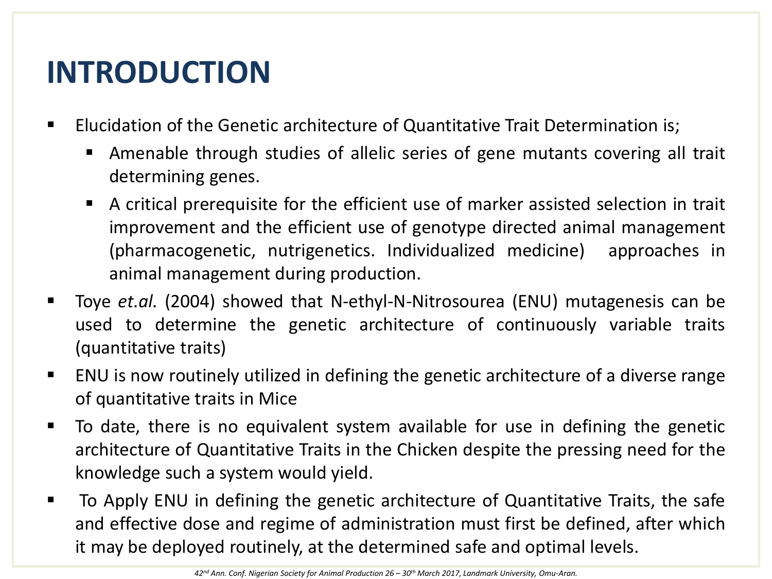# INTRODUCTION

- Elucidation of the Genetic architecture of Quantitative Trait Determination is;
  - Amenable through studies of allelic series of gene mutants covering all trait determining genes.
  - A critical prerequisite for the efficient use of marker assisted selection in trait improvement and the efficient use of genotype directed animal management (pharmacogenetic, nutrigenetics. Individualized medicine) approaches in animal management during production.
- Toye *et.al.* (2004) showed that N-ethyl-N-Nitrosourea (ENU) mutagenesis can be used to determine the genetic architecture of continuously variable traits (quantitative traits)
- ENU is now routinely utilized in defining the genetic architecture of a diverse range of quantitative traits in Mice
- To date, there is no equivalent system available for use in defining the genetic architecture of Quantitative Traits in the Chicken despite the pressing need for the knowledge such a system would yield.
- To Apply ENU in defining the genetic architecture of Quantitative Traits, the safe and effective dose and regime of administration must first be defined, after which it may be deployed routinely, at the determined safe and optimal levels.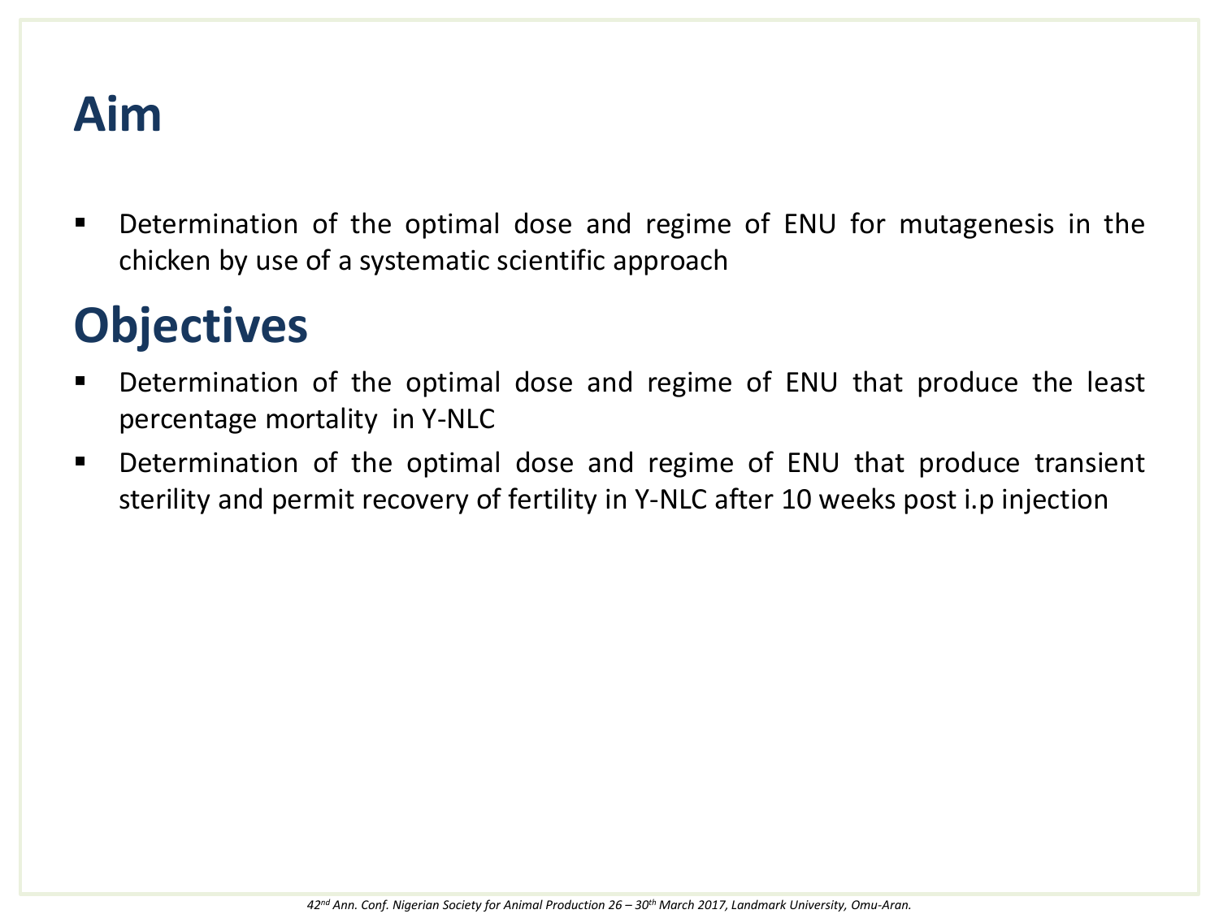# Aim

- Determination of the optimal dose and regime of ENU for mutagenesis in the chicken by use of a systematic scientific approach

# Objectives

- Determination of the optimal dose and regime of ENU that produce the least percentage mortality in Y-NLC
- Determination of the optimal dose and regime of ENU that produce transient sterility and permit recovery of fertility in Y-NLC after 10 weeks post i.p injection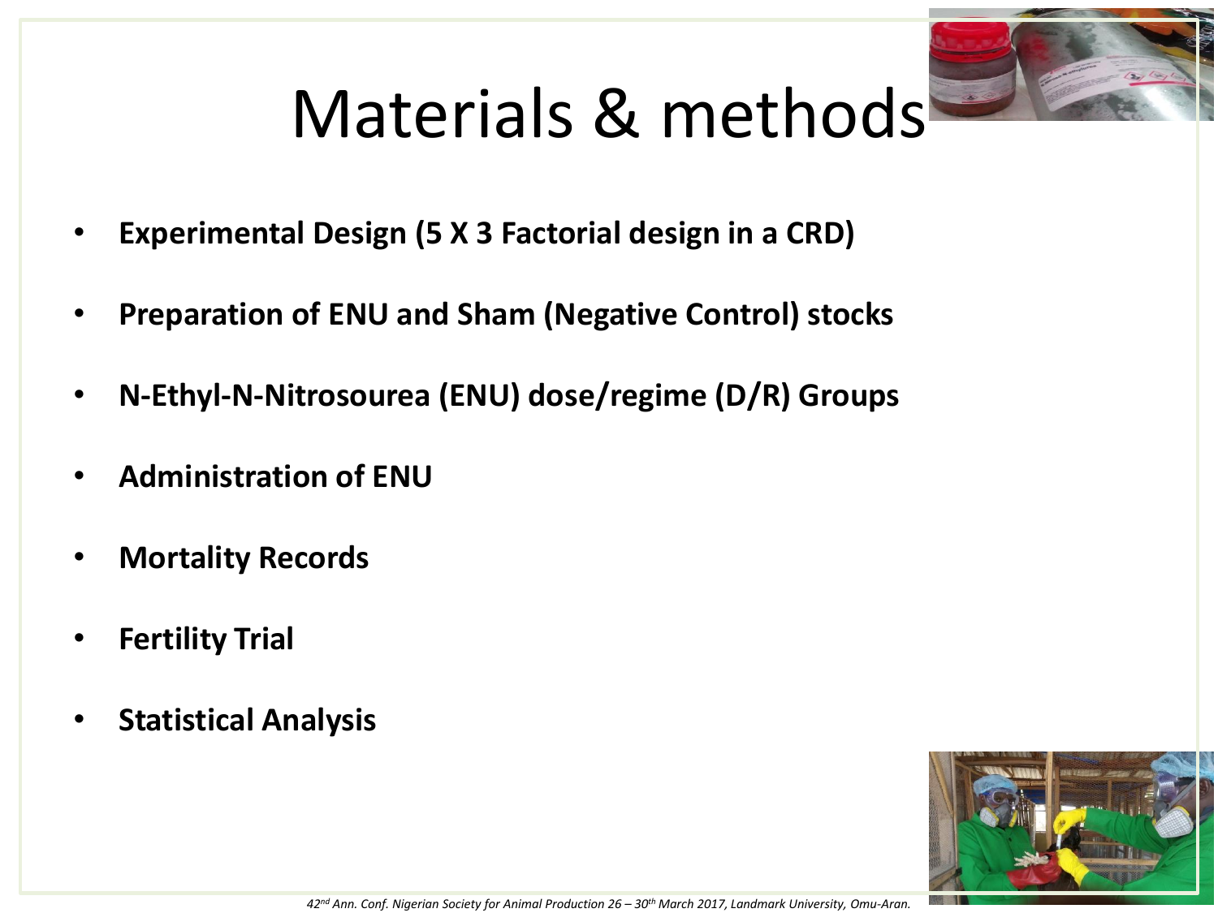# Materials & methods

- **Experimental Design (5 X 3 Factorial design in a CRD)**
- **Preparation of ENU and Sham (Negative Control) stocks**
- **N-Ethyl-N-Nitrosourea (ENU) dose/regime (D/R) Groups**
- **Administration of ENU**
- **Mortality Records**
- **Fertility Trial**
- **Statistical Analysis**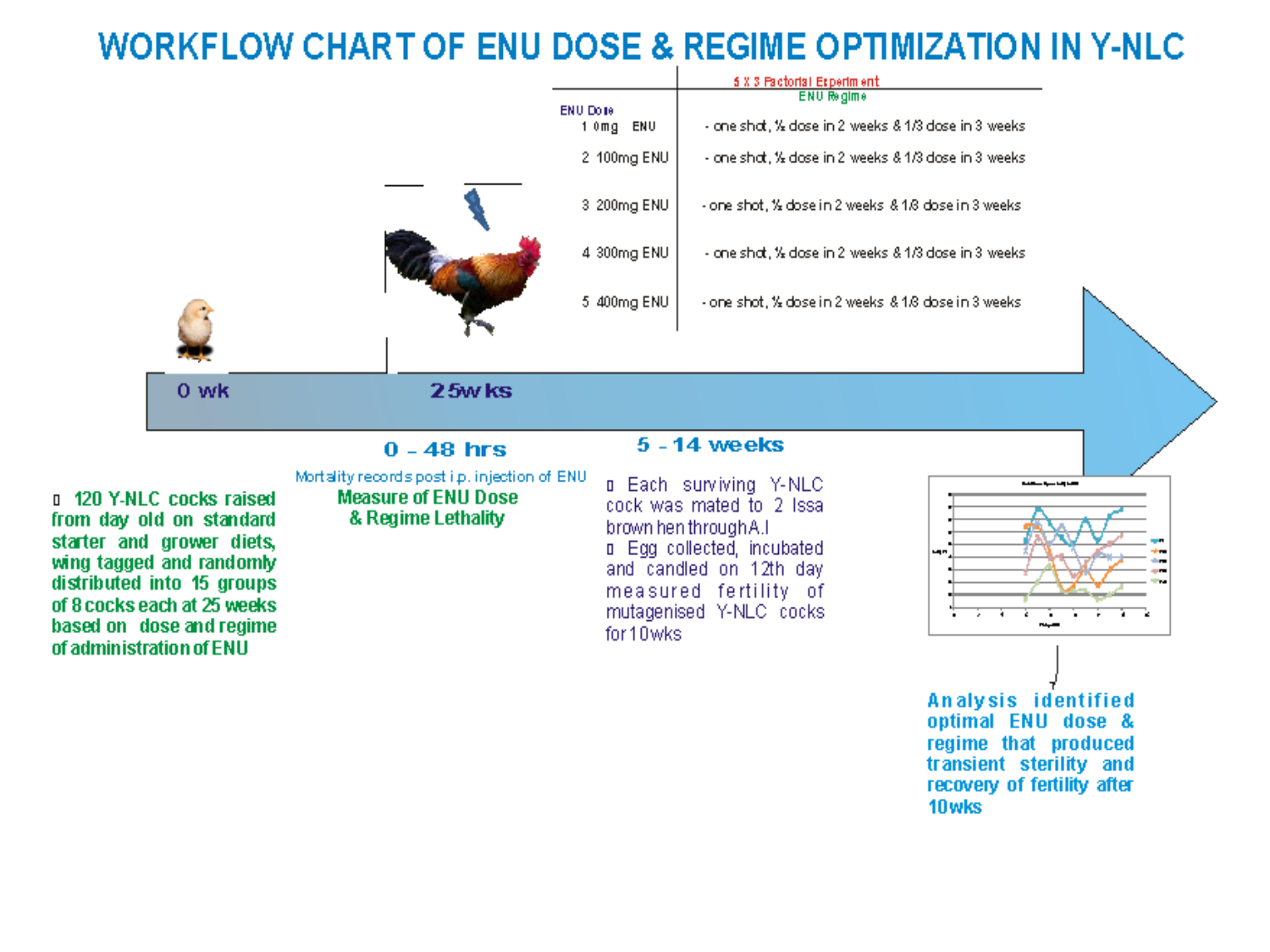# WORKFLOW CHART OF ENU DOSE & REGIME OPTIMIZATION IN Y-NLC

| ENU Dose | 5 X 3 Factorial Experiment ENU Regime |
|---|---|
| 1 0mg ENU | - one shot, ½ dose in 2 weeks & 1/3 dose in 3 weeks |
| 2 100mg ENU | - one shot, ½ dose in 2 weeks & 1/3 dose in 3 weeks |
| 3 200mg ENU | - one shot, ½ dose in 2 weeks & 1/3 dose in 3 weeks |
| 4 300mg ENU | - one shot, ½ dose in 2 weeks & 1/3 dose in 3 weeks |
| 5 400mg ENU | - one shot, ½ dose in 2 weeks & 1/3 dose in 3 weeks |

**0 wk**

- 120 Y-NLC cocks raised from day old on standard starter and grower diets, wing tagged and randomly distributed into 15 groups of 8 cocks each at 25 weeks based on dose and regime of administration of ENU

**25wks**

**0 – 48 hrs**

Mortality records post i.p. injection of ENU

**Measure of ENU Dose & Regime Lethality**

**5 – 14 weeks**

- Each surviving Y-NLC cock was mated to 2 Issa brown hen through A.I
- Egg collected, incubated and candled on 12th day measured fertility of mutagenised Y-NLC cocks for 10wks

**Analysis identified optimal ENU dose & regime that produced transient sterility and recovery of fertility after 10wks**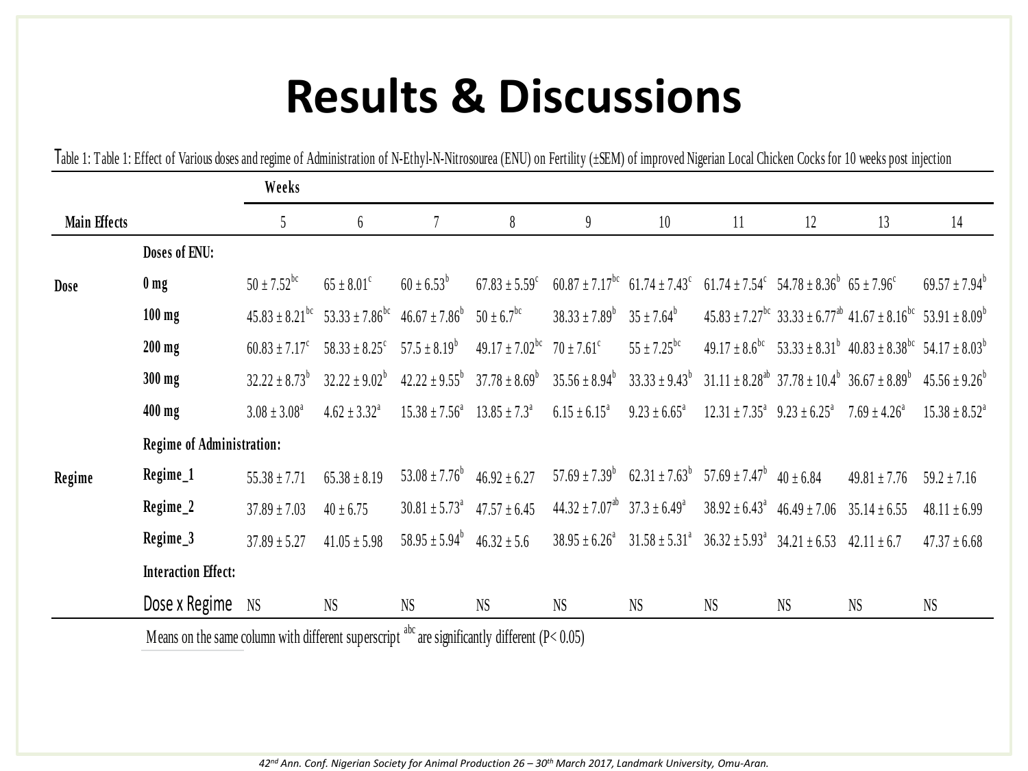# Results & Discussions

Table 1: Table 1: Effect of Various doses and regime of Administration of N-Ethyl-N-Nitrosourea (ENU) on Fertility (±SEM) of improved Nigerian Local Chicken Cocks for 10 weeks post injection

| Main Effects | | Weeks 5 | 6 | 7 | 8 | 9 | 10 | 11 | 12 | 13 | 14 |
|---|---|---|---|---|---|---|---|---|---|---|---|
| | **Doses of ENU:** | | | | | | | | | | |
| **Dose** | **0 mg** | $50 \pm 7.52^{bc}$ | $65 \pm 8.01^{c}$ | $60 \pm 6.53^{b}$ | $67.83 \pm 5.59^{c}$ | $60.87 \pm 7.17^{bc}$ | $61.74 \pm 7.43^{c}$ | $61.74 \pm 7.54^{c}$ | $54.78 \pm 8.36^{b}$ | $65 \pm 7.96^{c}$ | $69.57 \pm 7.94^{b}$ |
| | **100 mg** | $45.83 \pm 8.21^{bc}$ | $53.33 \pm 7.86^{bc}$ | $46.67 \pm 7.86^{b}$ | $50 \pm 6.7^{bc}$ | $38.33 \pm 7.89^{b}$ | $35 \pm 7.64^{b}$ | $45.83 \pm 7.27^{bc}$ | $33.33 \pm 6.77^{ab}$ | $41.67 \pm 8.16^{bc}$ | $53.91 \pm 8.09^{b}$ |
| | **200 mg** | $60.83 \pm 7.17^{c}$ | $58.33 \pm 8.25^{c}$ | $57.5 \pm 8.19^{b}$ | $49.17 \pm 7.02^{bc}$ | $70 \pm 7.61^{c}$ | $55 \pm 7.25^{bc}$ | $49.17 \pm 8.6^{bc}$ | $53.33 \pm 8.31^{b}$ | $40.83 \pm 8.38^{bc}$ | $54.17 \pm 8.03^{b}$ |
| | **300 mg** | $32.22 \pm 8.73^{b}$ | $32.22 \pm 9.02^{b}$ | $42.22 \pm 9.55^{b}$ | $37.78 \pm 8.69^{b}$ | $35.56 \pm 8.94^{b}$ | $33.33 \pm 9.43^{b}$ | $31.11 \pm 8.28^{ab}$ | $37.78 \pm 10.4^{b}$ | $36.67 \pm 8.89^{b}$ | $45.56 \pm 9.26^{b}$ |
| | **400 mg** | $3.08 \pm 3.08^{a}$ | $4.62 \pm 3.32^{a}$ | $15.38 \pm 7.56^{a}$ | $13.85 \pm 7.3^{a}$ | $6.15 \pm 6.15^{a}$ | $9.23 \pm 6.65^{a}$ | $12.31 \pm 7.35^{a}$ | $9.23 \pm 6.25^{a}$ | $7.69 \pm 4.26^{a}$ | $15.38 \pm 8.52^{a}$ |
| | **Regime of Administration:** | | | | | | | | | | |
| **Regime** | **Regime_1** | $55.38 \pm 7.71$ | $65.38 \pm 8.19$ | $53.08 \pm 7.76^{b}$ | $46.92 \pm 6.27$ | $57.69 \pm 7.39^{b}$ | $62.31 \pm 7.63^{b}$ | $57.69 \pm 7.47^{b}$ | $40 \pm 6.84$ | $49.81 \pm 7.76$ | $59.2 \pm 7.16$ |
| | **Regime_2** | $37.89 \pm 7.03$ | $40 \pm 6.75$ | $30.81 \pm 5.73^{a}$ | $47.57 \pm 6.45$ | $44.32 \pm 7.07^{ab}$ | $37.3 \pm 6.49^{a}$ | $38.92 \pm 6.43^{a}$ | $46.49 \pm 7.06$ | $35.14 \pm 6.55$ | $48.11 \pm 6.99$ |
| | **Regime_3** | $37.89 \pm 5.27$ | $41.05 \pm 5.98$ | $58.95 \pm 5.94^{b}$ | $46.32 \pm 5.6$ | $38.95 \pm 6.26^{a}$ | $31.58 \pm 5.31^{a}$ | $36.32 \pm 5.93^{a}$ | $34.21 \pm 6.53$ | $42.11 \pm 6.7$ | $47.37 \pm 6.68$ |
| | **Interaction Effect:** | | | | | | | | | | |
| | Dose x Regime | NS | NS | NS | NS | NS | NS | NS | NS | NS | NS |

Means on the same column with different superscript $^{abc}$ are significantly different ($P < 0.05$)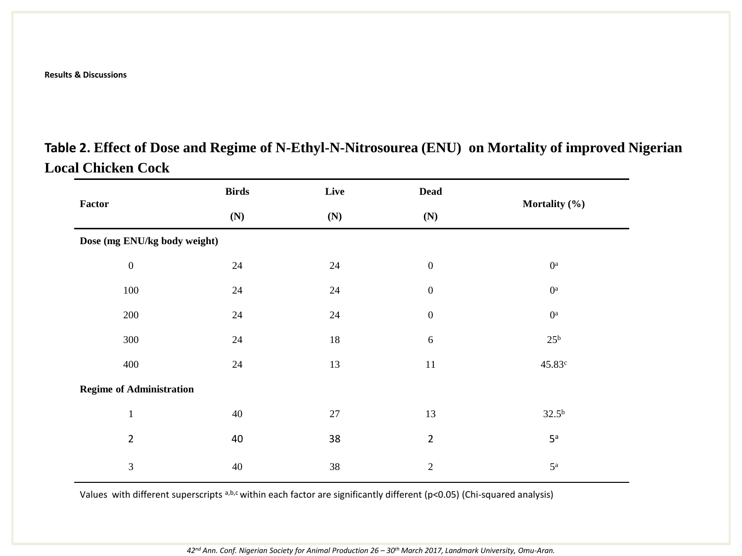**Results & Discussions**

**Table 2. Effect of Dose and Regime of N-Ethyl-N-Nitrosourea (ENU) on Mortality of improved Nigerian Local Chicken Cock**

| Factor | Birds (N) | Live (N) | Dead (N) | Mortality (%) |
|---|---|---|---|---|
| **Dose (mg ENU/kg body weight)** | | | | |
| 0 | 24 | 24 | 0 | $0^a$ |
| 100 | 24 | 24 | 0 | $0^a$ |
| 200 | 24 | 24 | 0 | $0^a$ |
| 300 | 24 | 18 | 6 | $25^b$ |
| 400 | 24 | 13 | 11 | $45.83^c$ |
| **Regime of Administration** | | | | |
| 1 | 40 | 27 | 13 | $32.5^b$ |
| 2 | 40 | 38 | 2 | $5^a$ |
| 3 | 40 | 38 | 2 | $5^a$ |

Values with different superscripts a,b,c within each factor are significantly different ($p<0.05$) (Chi-squared analysis)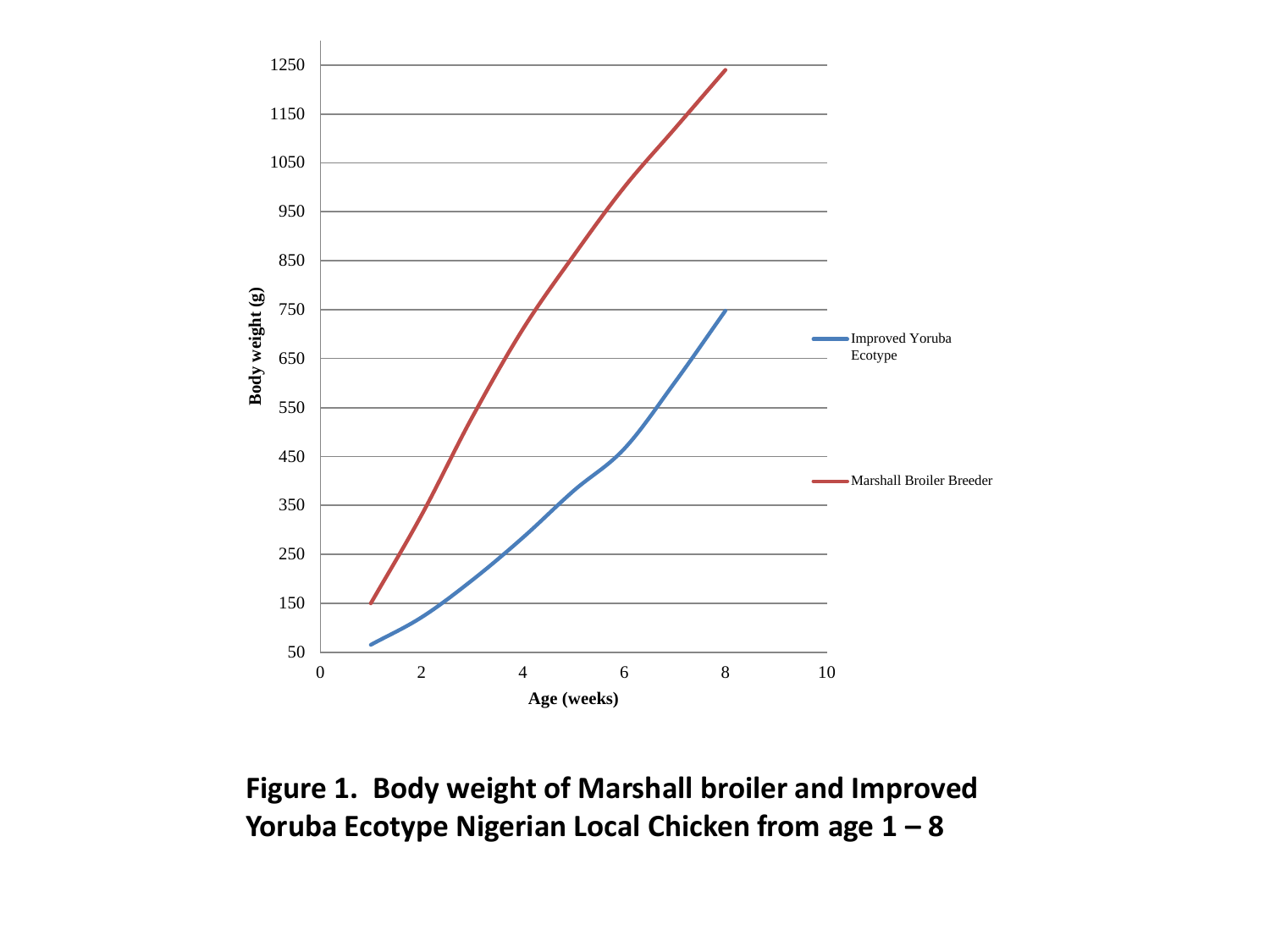**Figure 1. Body weight of Marshall broiler and Improved Yoruba Ecotype Nigerian Local Chicken from age 1 – 8**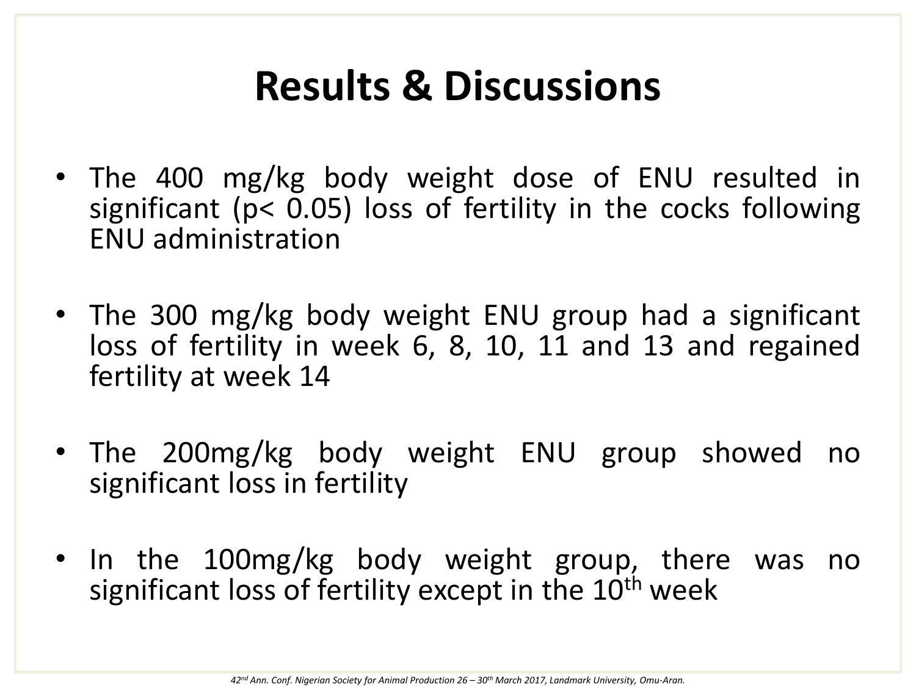# Results & Discussions

- The 400 mg/kg body weight dose of ENU resulted in significant ($p < 0.05$) loss of fertility in the cocks following ENU administration

- The 300 mg/kg body weight ENU group had a significant loss of fertility in week 6, 8, 10, 11 and 13 and regained fertility at week 14

- The 200mg/kg body weight ENU group showed no significant loss in fertility

- In the 100mg/kg body weight group, there was no significant loss of fertility except in the $10^{th}$ week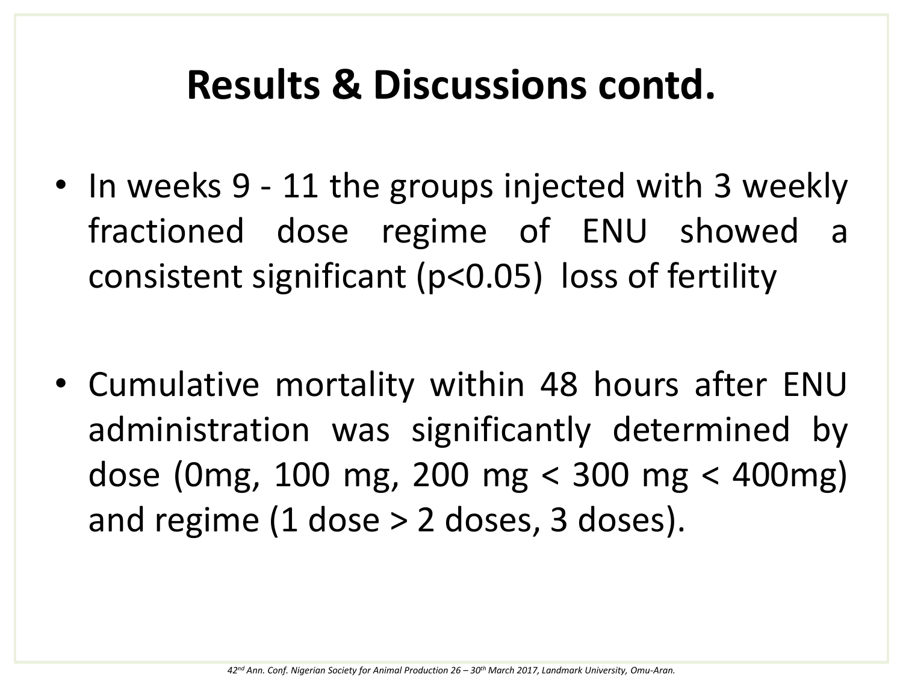# Results & Discussions contd.

- In weeks 9 - 11 the groups injected with 3 weekly fractioned dose regime of ENU showed a consistent significant ($p<0.05$) loss of fertility

- Cumulative mortality within 48 hours after ENU administration was significantly determined by dose (0mg, 100 mg, 200 mg < 300 mg < 400mg) and regime (1 dose > 2 doses, 3 doses).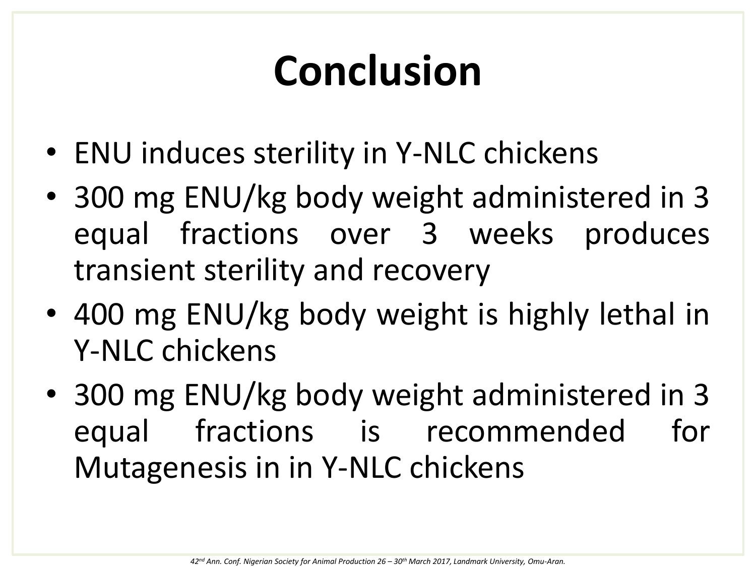# Conclusion

- ENU induces sterility in Y-NLC chickens
- 300 mg ENU/kg body weight administered in 3 equal fractions over 3 weeks produces transient sterility and recovery
- 400 mg ENU/kg body weight is highly lethal in Y-NLC chickens
- 300 mg ENU/kg body weight administered in 3 equal fractions is recommended for Mutagenesis in in Y-NLC chickens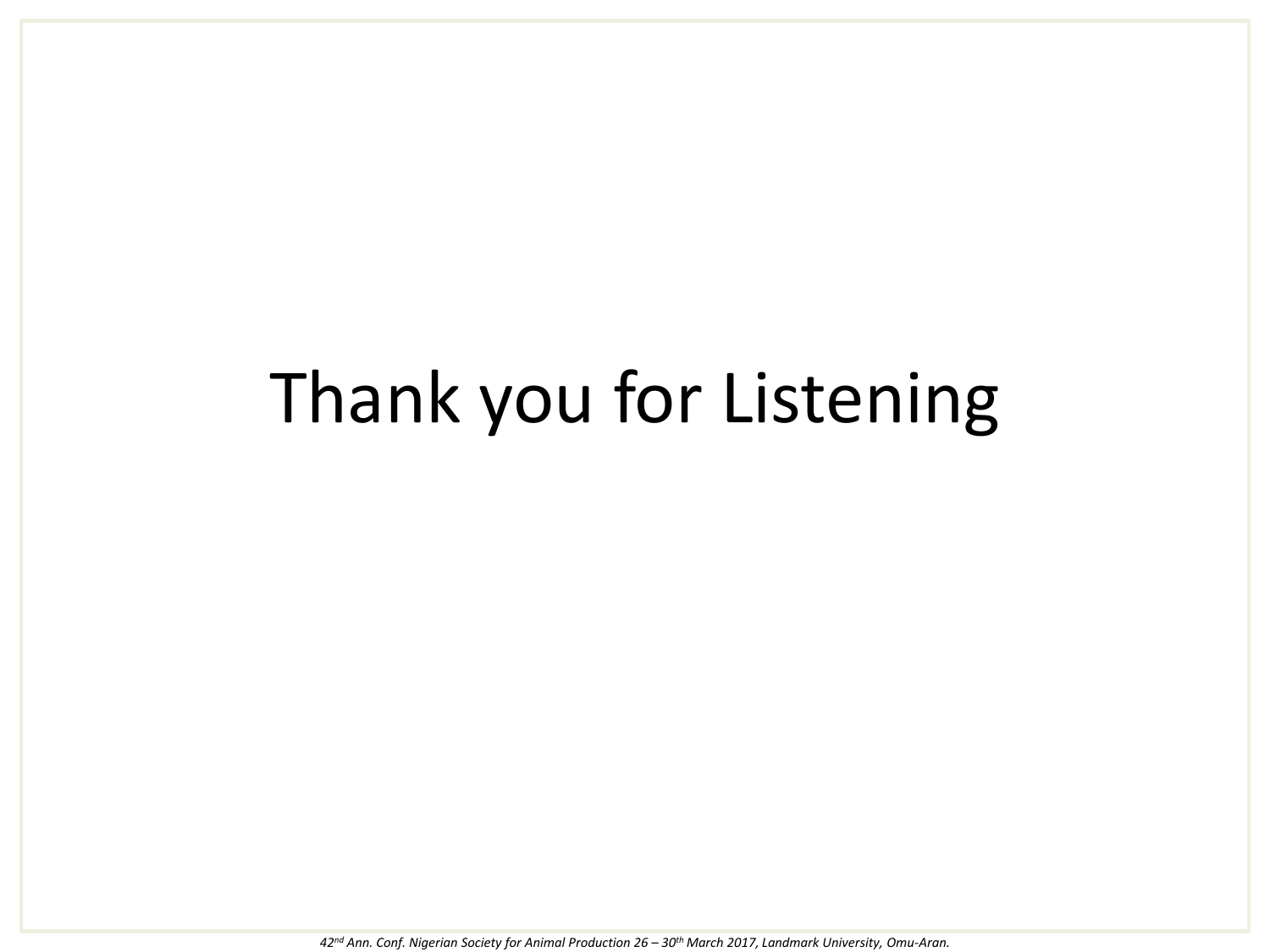# Thank you for Listening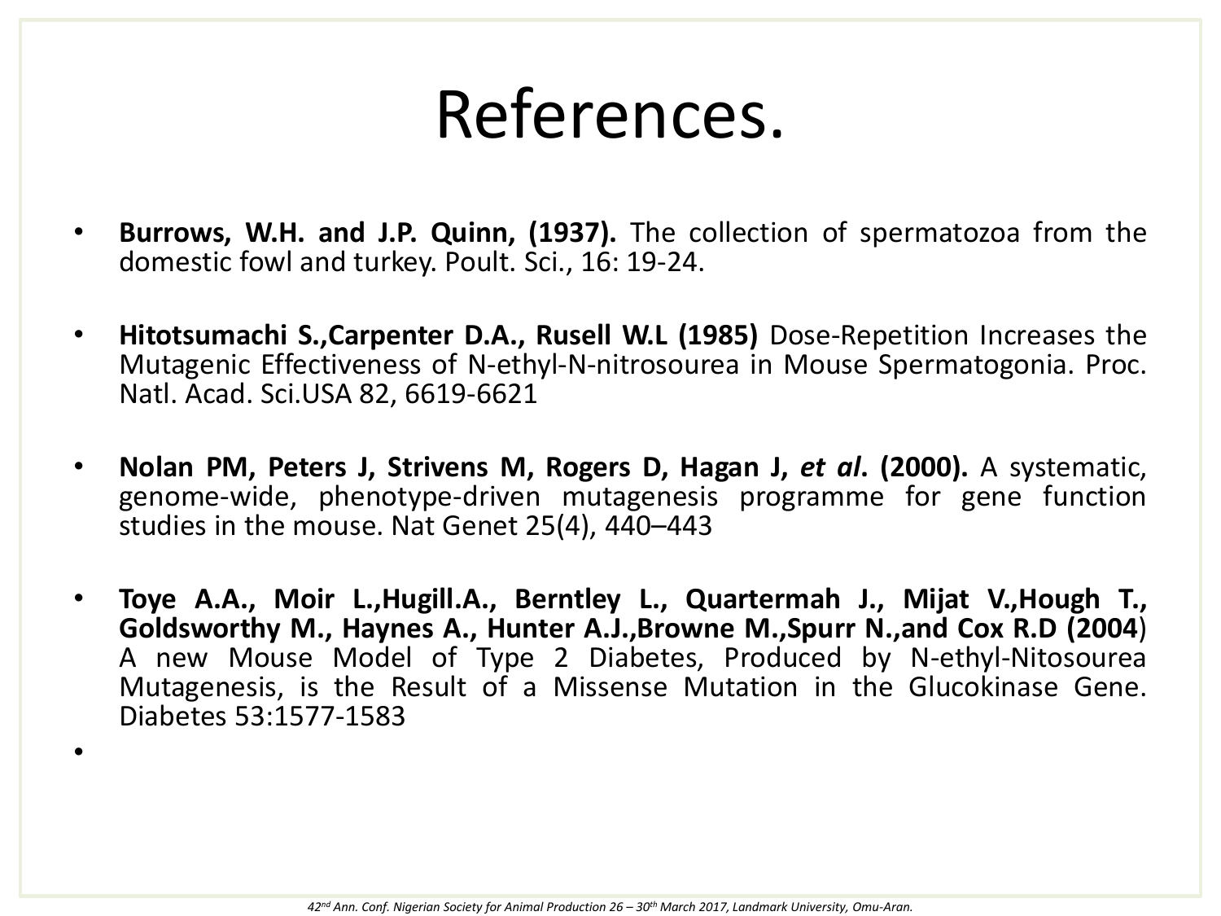# References.

- **Burrows, W.H. and J.P. Quinn, (1937).** The collection of spermatozoa from the domestic fowl and turkey. Poult. Sci., 16: 19-24.

- **Hitotsumachi S.,Carpenter D.A., Rusell W.L (1985)** Dose-Repetition Increases the Mutagenic Effectiveness of N-ethyl-N-nitrosourea in Mouse Spermatogonia. Proc. Natl. Acad. Sci.USA 82, 6619-6621

- **Nolan PM, Peters J, Strivens M, Rogers D, Hagan J, *et al*. (2000).** A systematic, genome-wide, phenotype-driven mutagenesis programme for gene function studies in the mouse. Nat Genet 25(4), 440–443

- **Toye A.A., Moir L.,Hugill.A., Berntley L., Quartermah J., Mijat V.,Hough T., Goldsworthy M., Haynes A., Hunter A.J.,Browne M.,Spurr N.,and Cox R.D (2004**) A new Mouse Model of Type 2 Diabetes, Produced by N-ethyl-Nitosourea Mutagenesis, is the Result of a Missense Mutation in the Glucokinase Gene. Diabetes 53:1577-1583